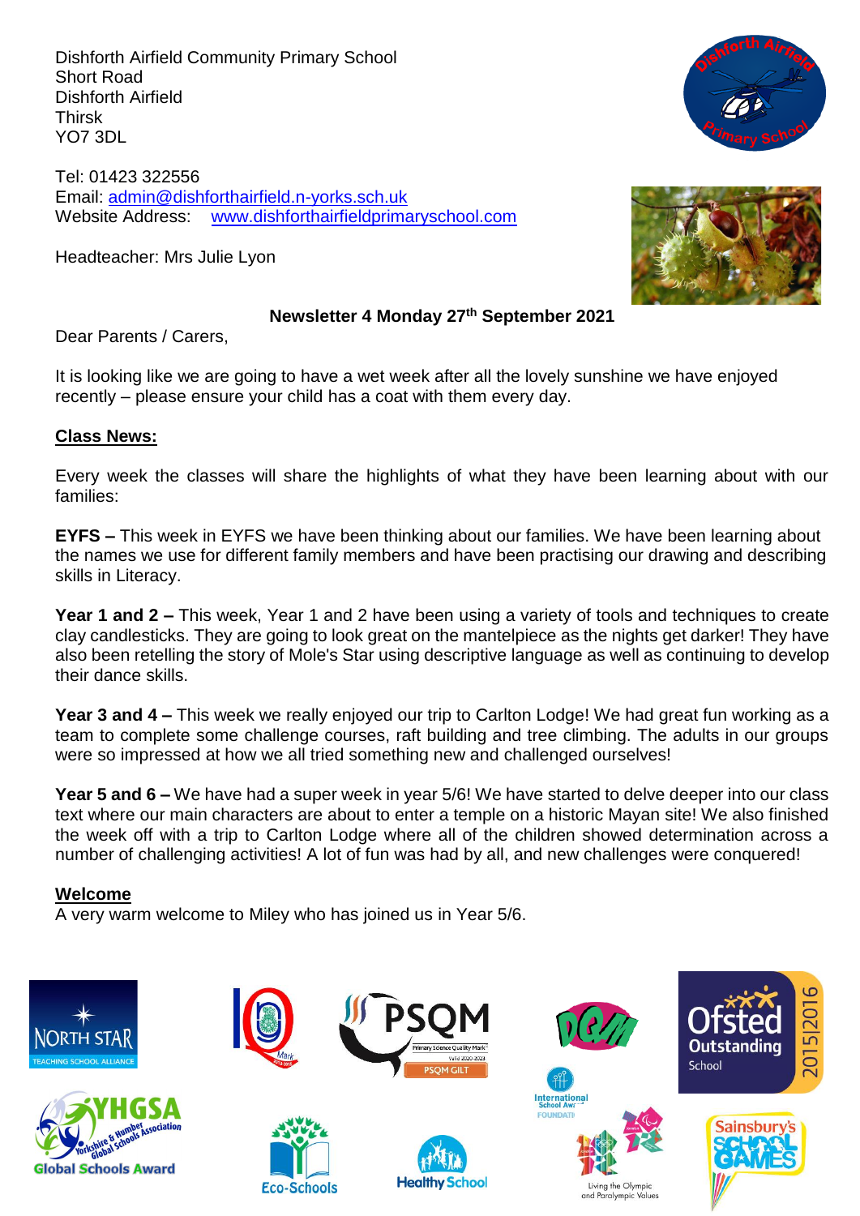Dishforth Airfield Community Primary School
Short Road
Dishforth Airfield
Thirsk
YO7 3DL

Tel: 01423 322556
Email: admin@dishforthairfield.n-yorks.sch.uk
Website Address: www.dishforthairfieldprimaryschool.com

Headteacher: Mrs Julie Lyon

**Newsletter 4 Monday 27th September 2021**

Dear Parents / Carers,

It is looking like we are going to have a wet week after all the lovely sunshine we have enjoyed recently – please ensure your child has a coat with them every day.

## Class News:

Every week the classes will share the highlights of what they have been learning about with our families:

**EYFS –** This week in EYFS we have been thinking about our families. We have been learning about the names we use for different family members and have been practising our drawing and describing skills in Literacy.

**Year 1 and 2 –** This week, Year 1 and 2 have been using a variety of tools and techniques to create clay candlesticks. They are going to look great on the mantelpiece as the nights get darker! They have also been retelling the story of Mole's Star using descriptive language as well as continuing to develop their dance skills.

**Year 3 and 4 –** This week we really enjoyed our trip to Carlton Lodge! We had great fun working as a team to complete some challenge courses, raft building and tree climbing. The adults in our groups were so impressed at how we all tried something new and challenged ourselves!

**Year 5 and 6 –** We have had a super week in year 5/6! We have started to delve deeper into our class text where our main characters are about to enter a temple on a historic Mayan site! We also finished the week off with a trip to Carlton Lodge where all of the children showed determination across a number of challenging activities! A lot of fun was had by all, and new challenges were conquered!

## Welcome

A very warm welcome to Miley who has joined us in Year 5/6.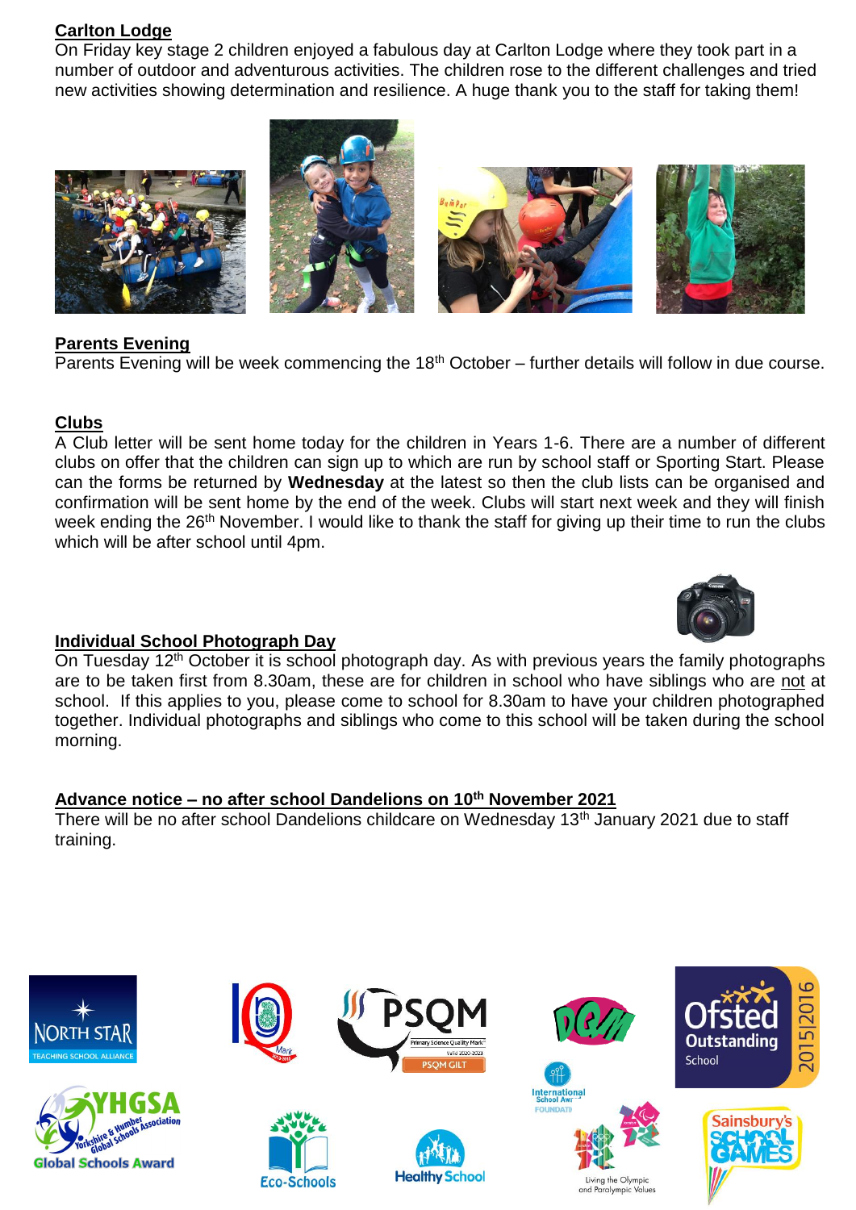**Carlton Lodge**

On Friday key stage 2 children enjoyed a fabulous day at Carlton Lodge where they took part in a number of outdoor and adventurous activities. The children rose to the different challenges and tried new activities showing determination and resilience. A huge thank you to the staff for taking them!

**Parents Evening**

Parents Evening will be week commencing the 18th October – further details will follow in due course.

**Clubs**

A Club letter will be sent home today for the children in Years 1-6. There are a number of different clubs on offer that the children can sign up to which are run by school staff or Sporting Start. Please can the forms be returned by **Wednesday** at the latest so then the club lists can be organised and confirmation will be sent home by the end of the week. Clubs will start next week and they will finish week ending the 26th November. I would like to thank the staff for giving up their time to run the clubs which will be after school until 4pm.

**Individual School Photograph Day**

On Tuesday 12th October it is school photograph day. As with previous years the family photographs are to be taken first from 8.30am, these are for children in school who have siblings who are not at school. If this applies to you, please come to school for 8.30am to have your children photographed together. Individual photographs and siblings who come to this school will be taken during the school morning.

**Advance notice – no after school Dandelions on 10th November 2021**

There will be no after school Dandelions childcare on Wednesday 13th January 2021 due to staff training.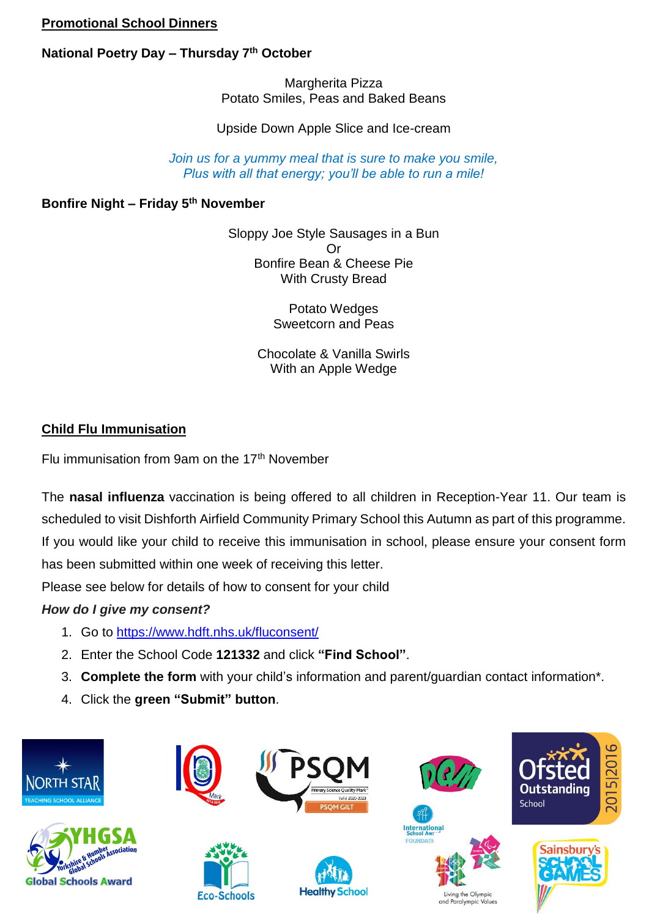## Promotional School Dinners

**National Poetry Day – Thursday 7th October**

Margherita Pizza
Potato Smiles, Peas and Baked Beans

Upside Down Apple Slice and Ice-cream

*Join us for a yummy meal that is sure to make you smile,*
*Plus with all that energy; you'll be able to run a mile!*

**Bonfire Night – Friday 5th November**

Sloppy Joe Style Sausages in a Bun
Or
Bonfire Bean & Cheese Pie
With Crusty Bread

Potato Wedges
Sweetcorn and Peas

Chocolate & Vanilla Swirls
With an Apple Wedge

## Child Flu Immunisation

Flu immunisation from 9am on the 17th November

The **nasal influenza** vaccination is being offered to all children in Reception-Year 11. Our team is scheduled to visit Dishforth Airfield Community Primary School this Autumn as part of this programme. If you would like your child to receive this immunisation in school, please ensure your consent form has been submitted within one week of receiving this letter.

Please see below for details of how to consent for your child

***How do I give my consent?***

1. Go to https://www.hdft.nhs.uk/fluconsent/
2. Enter the School Code **121332** and click **"Find School"**.
3. **Complete the form** with your child's information and parent/guardian contact information*.
4. Click the **green "Submit" button**.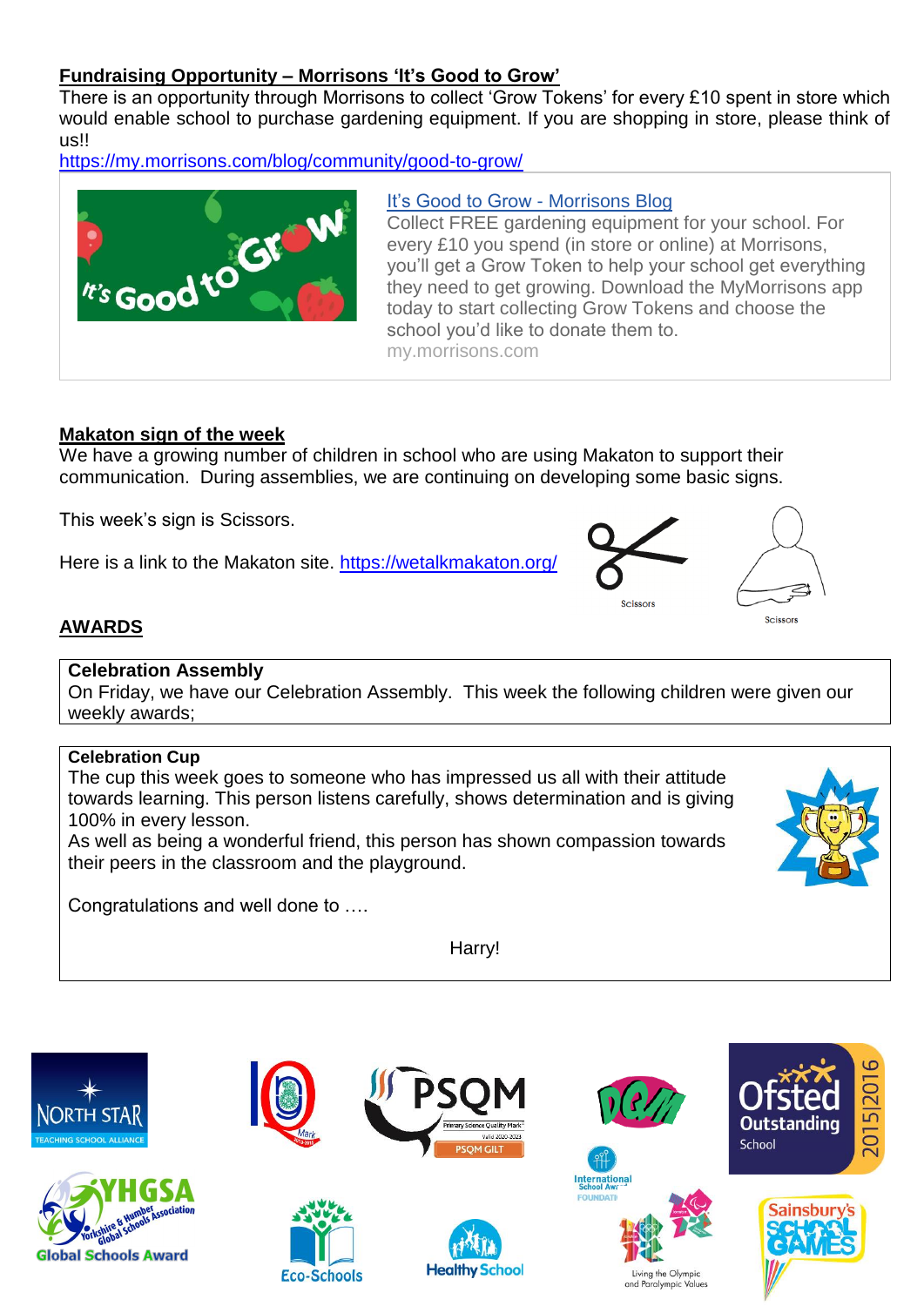**Fundraising Opportunity – Morrisons 'It's Good to Grow'**

There is an opportunity through Morrisons to collect 'Grow Tokens' for every £10 spent in store which would enable school to purchase gardening equipment. If you are shopping in store, please think of us!!

https://my.morrisons.com/blog/community/good-to-grow/

It's Good to Grow - Morrisons Blog

Collect FREE gardening equipment for your school. For every £10 you spend (in store or online) at Morrisons, you'll get a Grow Token to help your school get everything they need to get growing. Download the MyMorrisons app today to start collecting Grow Tokens and choose the school you'd like to donate them to.

my.morrisons.com

**Makaton sign of the week**

We have a growing number of children in school who are using Makaton to support their communication. During assemblies, we are continuing on developing some basic signs.

This week's sign is Scissors.

Here is a link to the Makaton site. https://wetalkmakaton.org/

Scissors

Scissors

**AWARDS**

**Celebration Assembly**

On Friday, we have our Celebration Assembly. This week the following children were given our weekly awards;

**Celebration Cup**

The cup this week goes to someone who has impressed us all with their attitude towards learning. This person listens carefully, shows determination and is giving 100% in every lesson.

As well as being a wonderful friend, this person has shown compassion towards their peers in the classroom and the playground.

Congratulations and well done to ….

Harry!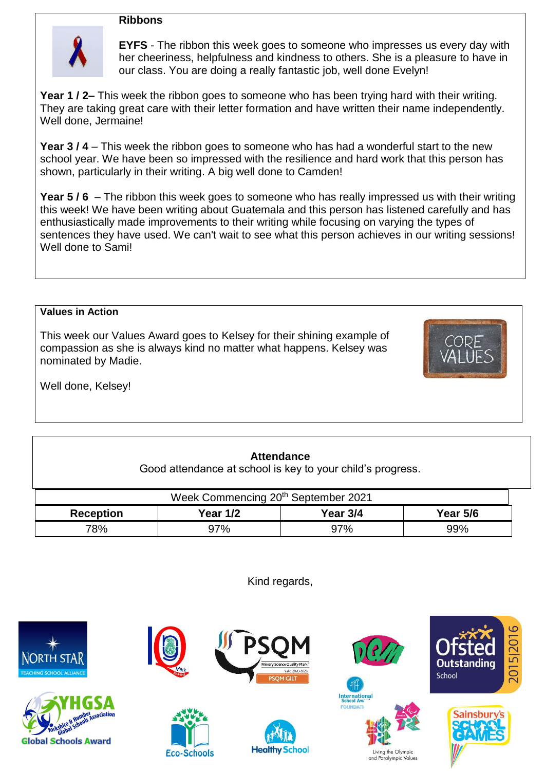### Ribbons

**EYFS** - The ribbon this week goes to someone who impresses us every day with her cheeriness, helpfulness and kindness to others. She is a pleasure to have in our class. You are doing a really fantastic job, well done Evelyn!

**Year 1 / 2–** This week the ribbon goes to someone who has been trying hard with their writing. They are taking great care with their letter formation and have written their name independently. Well done, Jermaine!

**Year 3 / 4** – This week the ribbon goes to someone who has had a wonderful start to the new school year. We have been so impressed with the resilience and hard work that this person has shown, particularly in their writing. A big well done to Camden!

**Year 5 / 6** – The ribbon this week goes to someone who has really impressed us with their writing this week! We have been writing about Guatemala and this person has listened carefully and has enthusiastically made improvements to their writing while focusing on varying the types of sentences they have used. We can't wait to see what this person achieves in our writing sessions! Well done to Sami!

### Values in Action

This week our Values Award goes to Kelsey for their shining example of compassion as she is always kind no matter what happens. Kelsey was nominated by Madie.

Well done, Kelsey!

### Attendance

Good attendance at school is key to your child's progress.

| Week Commencing 20th September 2021 | | | |
|---|---|---|---|
| **Reception** | **Year 1/2** | **Year 3/4** | **Year 5/6** |
| 78% | 97% | 97% | 99% |

Kind regards,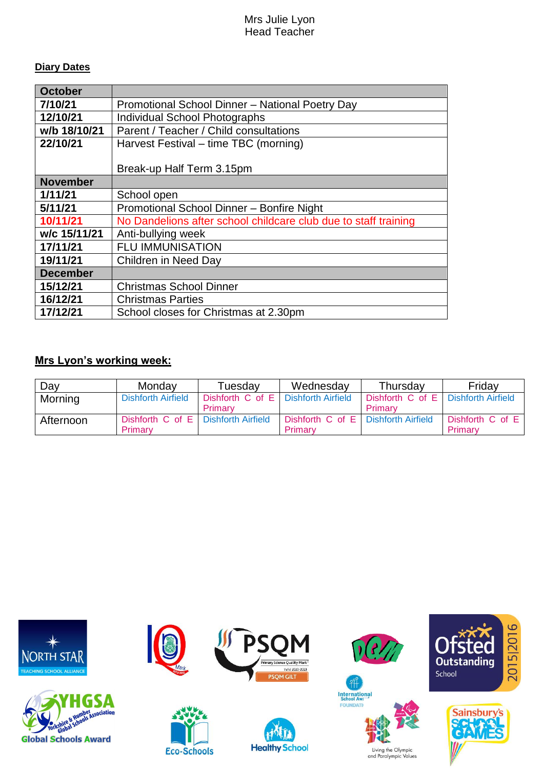Mrs Julie Lyon
Head Teacher

**Diary Dates**

| **October** | |
|---|---|
| **7/10/21** | Promotional School Dinner – National Poetry Day |
| **12/10/21** | Individual School Photographs |
| **w/b 18/10/21** | Parent / Teacher / Child consultations |
| **22/10/21** | Harvest Festival – time TBC (morning)<br><br>Break-up Half Term 3.15pm |
| **November** | |
| **1/11/21** | School open |
| **5/11/21** | Promotional School Dinner – Bonfire Night |
| **10/11/21** | No Dandelions after school childcare club due to staff training |
| **w/c 15/11/21** | Anti-bullying week |
| **17/11/21** | FLU IMMUNISATION |
| **19/11/21** | Children in Need Day |
| **December** | |
| **15/12/21** | Christmas School Dinner |
| **16/12/21** | Christmas Parties |
| **17/12/21** | School closes for Christmas at 2.30pm |

**Mrs Lyon's working week:**

| Day | Monday | Tuesday | Wednesday | Thursday | Friday |
|---|---|---|---|---|---|
| Morning | Dishforth Airfield | Dishforth C of E Primary | Dishforth Airfield | Dishforth C of E Primary | Dishforth Airfield |
| Afternoon | Dishforth C of E Primary | Dishforth Airfield | Dishforth C of E Primary | Dishforth Airfield | Dishforth C of E Primary |